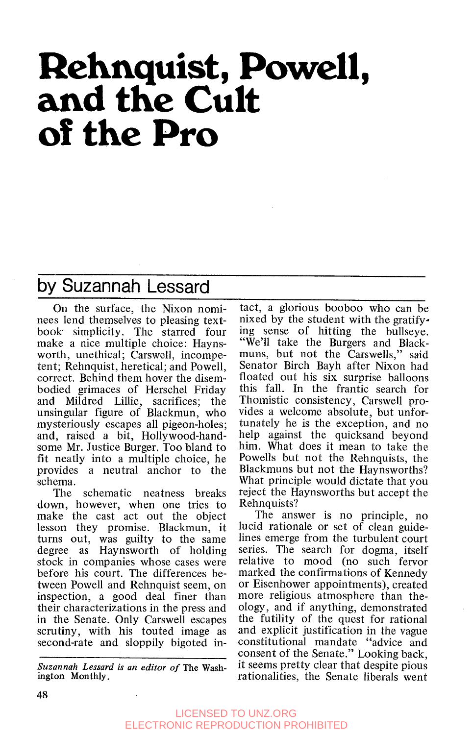# Rehnquist, Powell, and the Cult of the Pro

## by Suzannah Lessard

On the surface, the Nixon nominees lend themselves to pleasing textbook simplicity. The starred four make a nice multiple choice: Haynsworth, unethical; Carswell, incompetent; Rehnquist, heretical; and Powell, correct. Behind them hover the disembodied grimaces of Herschel Friday and Mildred Lillie, sacrifices; the unsingular figure of Blackmun, who mysteriously escapes all pigeon-holes; and, raised a bit, Hollywood-handsome Mr. Justice Burger. Too bland to fit neatly into a multiple choice, he provides a neutral anchor to the schema.

The schematic neatness breaks down, however, when one tries to make the cast act out the object lesson they promise. Blackmun, it turns out, was guilty to the same degree as Haynsworth of holding stock in companies whose cases were before his court. The differences between Powell and Rehnquist seem, on inspection, a good deal finer than their characterizations in the press and in the Senate. Only Carswell escapes scrutiny, with his touted image as second-rate and sloppily bigoted intact, a glorious booboo who can be nixed by the student with the gratifying sense of hitting the bullseye. "We'll take the Burgers and Blackmuns, but not the Carswells," said Senator Birch Bayh after Nixon had floated out his six surprise balloons this fall. In the frantic search for Thomistic consistency, Carswell provides a welcome absolute, but unfortunately he is the exception, and no help against the quicksand beyond him. What does it mean to take the Powells but not the Rehnquists, the Blackmuns but not the Haynsworths? What principle would dictate that you reject the Haynsworths but accept the Rehnquists?

The answer is no principle, no lucid rationale or set of clean guidelines emerge from the turbulent court series. The search for dogma, itself relative to mood (no such fervor marked the confirmations of Kennedy or Eisenhower appointments), created more religious atmosphere than theology, and if anything, demonstrated the futility of the quest for rational and explicit justification in the vague constitutional mandate "advice and consent of the Senate." Looking back, it seems pretty clear that despite pious rationalities, the Senate liberals went

---

*Suzannah Lessard is an editor of* The Washington Monthly.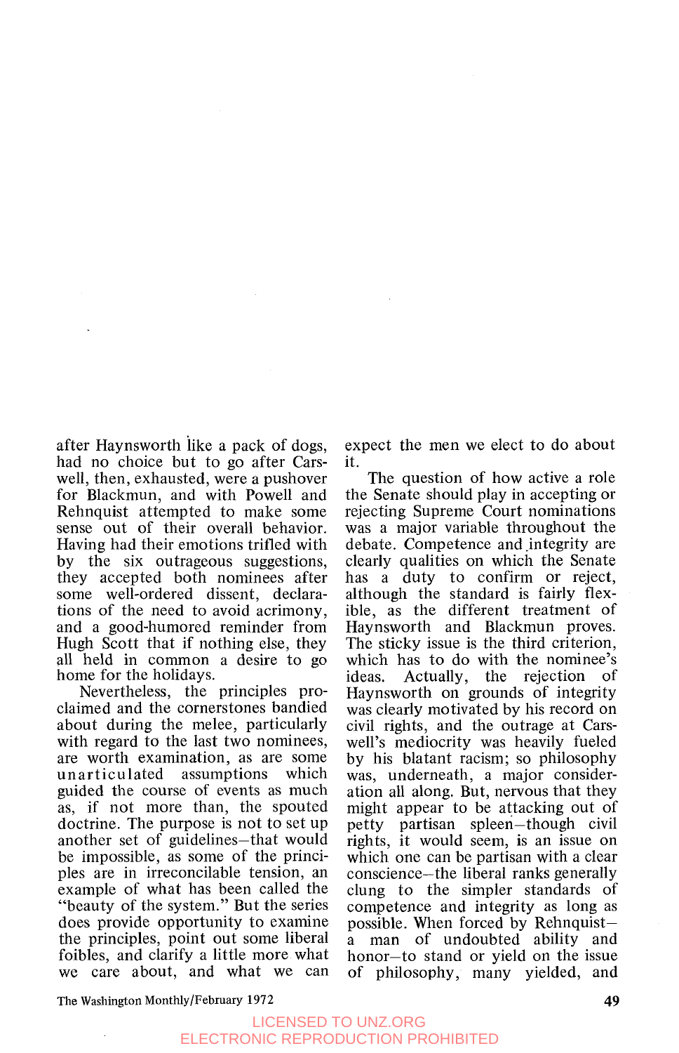after Haynsworth like a pack of dogs, had no choice but to go after Carswell, then, exhausted, were a pushover for Blackmun, and with Powell and Rehnquist attempted to make some sense out of their overall behavior. Having had their emotions trifled with by the six outrageous suggestions, they accepted both nominees after some well-ordered dissent, declarations of the need to avoid acrimony, and a good-humored reminder from Hugh Scott that if nothing else, they all held in common a desire to go home for the holidays.

Nevertheless, the principles proclaimed and the cornerstones bandied about during the melee, particularly with regard to the last two nominees, are worth examination, as are some unarticulated assumptions which guided the course of events as much as, if not more than, the spouted doctrine. The purpose is not to set up another set of guidelines—that would be impossible, as some of the principles are in irreconcilable tension, an example of what has been called the "beauty of the system." But the series does provide opportunity to examine the principles, point out some liberal foibles, and clarify a little more what we care about, and what we can expect the men we elect to do about it.

The question of how active a role the Senate should play in accepting or rejecting Supreme Court nominations was a major variable throughout the debate. Competence and integrity are clearly qualities on which the Senate has a duty to confirm or reject, although the standard is fairly flexible, as the different treatment of Haynsworth and Blackmun proves. The sticky issue is the third criterion, which has to do with the nominee's ideas. Actually, the rejection of Haynsworth on grounds of integrity was clearly motivated by his record on civil rights, and the outrage at Carswell's mediocrity was heavily fueled by his blatant racism; so philosophy was, underneath, a major consideration all along. But, nervous that they might appear to be attacking out of petty partisan spleen—though civil rights, it would seem, is an issue on which one can be partisan with a clear conscience—the liberal ranks generally clung to the simpler standards of competence and integrity as long as possible. When forced by Rehnquist—a man of undoubted ability and honor—to stand or yield on the issue of philosophy, many yielded, and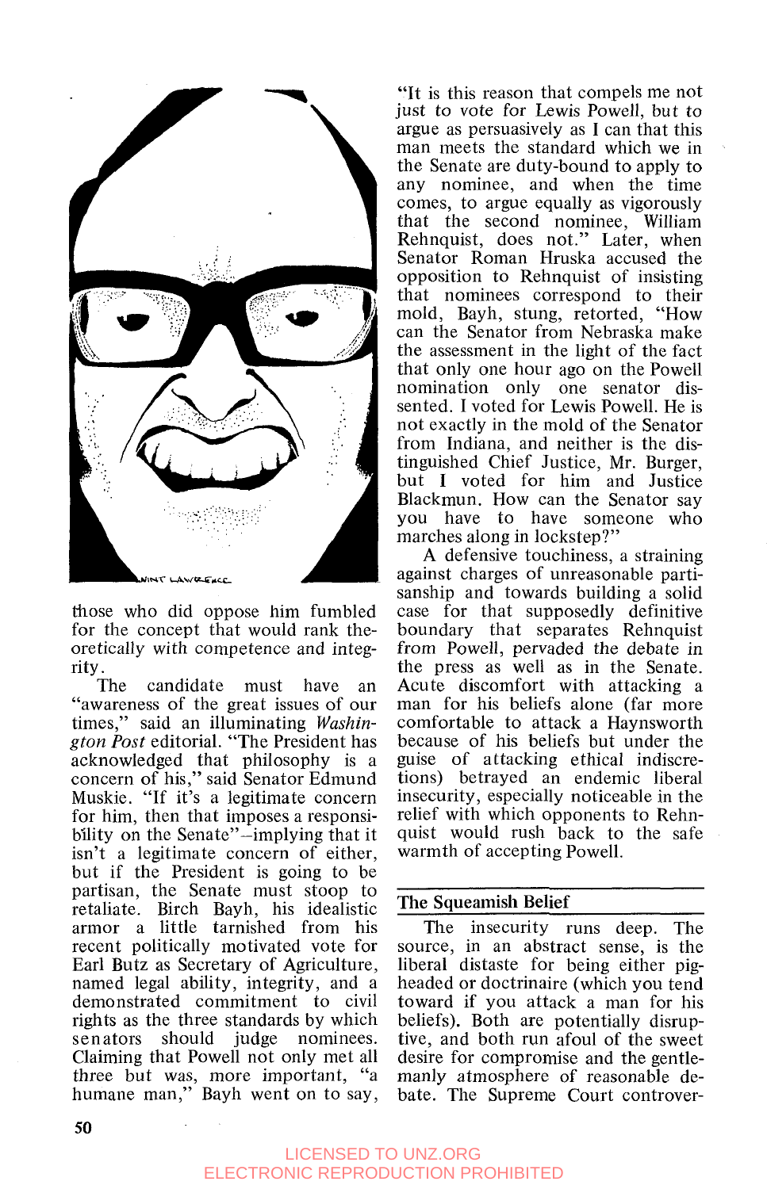those who did oppose him fumbled for the concept that would rank theoretically with competence and integrity.

The candidate must have an "awareness of the great issues of our times," said an illuminating *Washington Post* editorial. "The President has acknowledged that philosophy is a concern of his," said Senator Edmund Muskie. "If it's a legitimate concern for him, then that imposes a responsibility on the Senate"—implying that it isn't a legitimate concern of either, but if the President is going to be partisan, the Senate must stoop to retaliate. Birch Bayh, his idealistic armor a little tarnished from his recent politically motivated vote for Earl Butz as Secretary of Agriculture, named legal ability, integrity, and a demonstrated commitment to civil rights as the three standards by which senators should judge nominees. Claiming that Powell not only met all three but was, more important, "a humane man," Bayh went on to say, "It is this reason that compels me not just to vote for Lewis Powell, but to argue as persuasively as I can that this man meets the standard which we in the Senate are duty-bound to apply to any nominee, and when the time comes, to argue equally as vigorously that the second nominee, William Rehnquist, does not." Later, when Senator Roman Hruska accused the opposition to Rehnquist of insisting that nominees correspond to their mold, Bayh, stung, retorted, "How can the Senator from Nebraska make the assessment in the light of the fact that only one hour ago on the Powell nomination only one senator dissented. I voted for Lewis Powell. He is not exactly in the mold of the Senator from Indiana, and neither is the distinguished Chief Justice, Mr. Burger, but I voted for him and Justice Blackmun. How can the Senator say you have to have someone who marches along in lockstep?"

A defensive touchiness, a straining against charges of unreasonable partisanship and towards building a solid case for that supposedly definitive boundary that separates Rehnquist from Powell, pervaded the debate in the press as well as in the Senate. Acute discomfort with attacking a man for his beliefs alone (far more comfortable to attack a Haynsworth because of his beliefs but under the guise of attacking ethical indiscretions) betrayed an endemic liberal insecurity, especially noticeable in the relief with which opponents to Rehnquist would rush back to the safe warmth of accepting Powell.

## The Squeamish Belief

The insecurity runs deep. The source, in an abstract sense, is the liberal distaste for being either pigheaded or doctrinaire (which you tend toward if you attack a man for his beliefs). Both are potentially disruptive, and both run afoul of the sweet desire for compromise and the gentlemanly atmosphere of reasonable debate. The Supreme Court controver-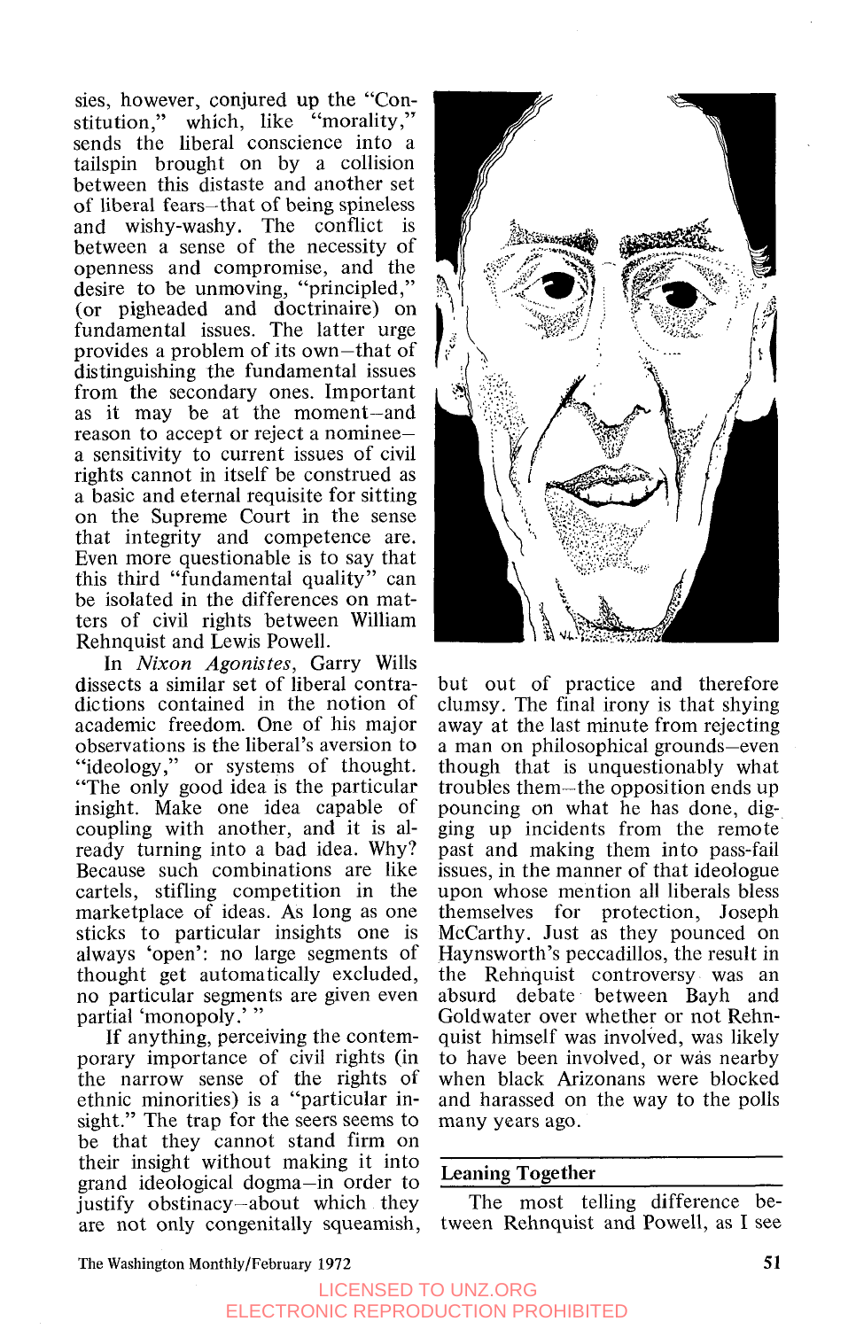sies, however, conjured up the "Constitution," which, like "morality," sends the liberal conscience into a tailspin brought on by a collision between this distaste and another set of liberal fears—that of being spineless and wishy-washy. The conflict is between a sense of the necessity of openness and compromise, and the desire to be unmoving, "principled," (or pigheaded and doctrinaire) on fundamental issues. The latter urge provides a problem of its own—that of distinguishing the fundamental issues from the secondary ones. Important as it may be at the moment—and reason to accept or reject a nominee—a sensitivity to current issues of civil rights cannot in itself be construed as a basic and eternal requisite for sitting on the Supreme Court in the sense that integrity and competence are. Even more questionable is to say that this third "fundamental quality" can be isolated in the differences on matters of civil rights between William Rehnquist and Lewis Powell.

In *Nixon Agonistes*, Garry Wills dissects a similar set of liberal contradictions contained in the notion of academic freedom. One of his major observations is the liberal's aversion to "ideology," or systems of thought. "The only good idea is the particular insight. Make one idea capable of coupling with another, and it is already turning into a bad idea. Why? Because such combinations are like cartels, stifling competition in the marketplace of ideas. As long as one sticks to particular insights one is always 'open': no large segments of thought get automatically excluded, no particular segments are given even partial 'monopoly.' "

If anything, perceiving the contemporary importance of civil rights (in the narrow sense of the rights of ethnic minorities) is a "particular insight." The trap for the seers seems to be that they cannot stand firm on their insight without making it into grand ideological dogma—in order to justify obstinacy—about which they are not only congenitally squeamish, but out of practice and therefore clumsy. The final irony is that shying away at the last minute from rejecting a man on philosophical grounds—even though that is unquestionably what troubles them—the opposition ends up pouncing on what he has done, digging up incidents from the remote past and making them into pass-fail issues, in the manner of that ideologue upon whose mention all liberals bless themselves for protection, Joseph McCarthy. Just as they pounced on Haynsworth's peccadillos, the result in the Rehnquist controversy was an absurd debate between Bayh and Goldwater over whether or not Rehnquist himself was involved, was likely to have been involved, or was nearby when black Arizonans were blocked and harassed on the way to the polls many years ago.

## Leaning Together

The most telling difference between Rehnquist and Powell, as I see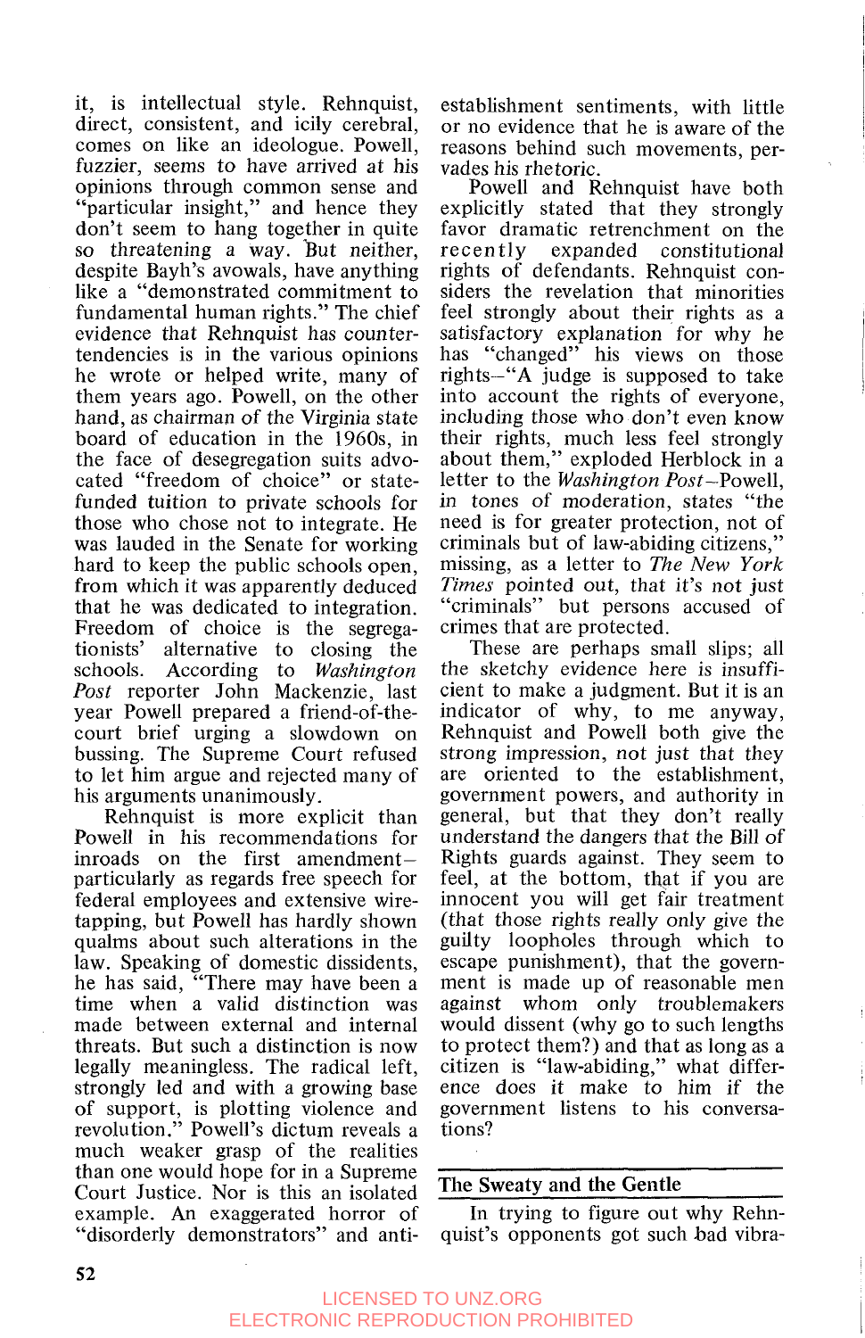it, is intellectual style. Rehnquist, direct, consistent, and icily cerebral, comes on like an ideologue. Powell, fuzzier, seems to have arrived at his opinions through common sense and "particular insight," and hence they don't seem to hang together in quite so threatening a way. But neither, despite Bayh's avowals, have anything like a "demonstrated commitment to fundamental human rights." The chief evidence that Rehnquist has countertendencies is in the various opinions he wrote or helped write, many of them years ago. Powell, on the other hand, as chairman of the Virginia state board of education in the 1960s, in the face of desegregation suits advocated "freedom of choice" or state-funded tuition to private schools for those who chose not to integrate. He was lauded in the Senate for working hard to keep the public schools open, from which it was apparently deduced that he was dedicated to integration. Freedom of choice is the segregationists' alternative to closing the schools. According to *Washington Post* reporter John Mackenzie, last year Powell prepared a friend-of-the-court brief urging a slowdown on bussing. The Supreme Court refused to let him argue and rejected many of his arguments unanimously.

Rehnquist is more explicit than Powell in his recommendations for inroads on the first amendment—particularly as regards free speech for federal employees and extensive wiretapping, but Powell has hardly shown qualms about such alterations in the law. Speaking of domestic dissidents, he has said, "There may have been a time when a valid distinction was made between external and internal threats. But such a distinction is now legally meaningless. The radical left, strongly led and with a growing base of support, is plotting violence and revolution." Powell's dictum reveals a much weaker grasp of the realities than one would hope for in a Supreme Court Justice. Nor is this an isolated example. An exaggerated horror of "disorderly demonstrators" and anti-establishment sentiments, with little or no evidence that he is aware of the reasons behind such movements, pervades his rhetoric.

Powell and Rehnquist have both explicitly stated that they strongly favor dramatic retrenchment on the recently expanded constitutional rights of defendants. Rehnquist considers the revelation that minorities feel strongly about their rights as a satisfactory explanation for why he has "changed" his views on those rights—"A judge is supposed to take into account the rights of everyone, including those who don't even know their rights, much less feel strongly about them," exploded Herblock in a letter to the *Washington Post*—Powell, in tones of moderation, states "the need is for greater protection, not of criminals but of law-abiding citizens," missing, as a letter to *The New York Times* pointed out, that it's not just "criminals" but persons accused of crimes that are protected.

These are perhaps small slips; all the sketchy evidence here is insufficient to make a judgment. But it is an indicator of why, to me anyway, Rehnquist and Powell both give the strong impression, not just that they are oriented to the establishment, government powers, and authority in general, but that they don't really understand the dangers that the Bill of Rights guards against. They seem to feel, at the bottom, that if you are innocent you will get fair treatment (that those rights really only give the guilty loopholes through which to escape punishment), that the government is made up of reasonable men against whom only troublemakers would dissent (why go to such lengths to protect them?) and that as long as a citizen is "law-abiding," what difference does it make to him if the government listens to his conversations?

## The Sweaty and the Gentle

In trying to figure out why Rehnquist's opponents got such bad vibra-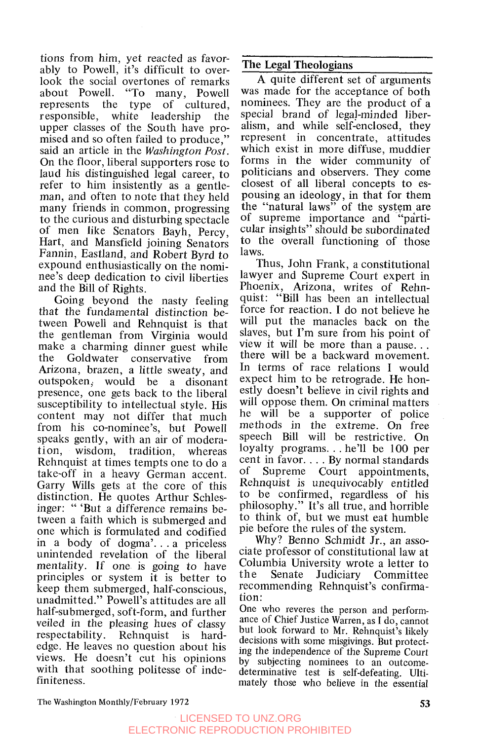tions from him, yet reacted as favorably to Powell, it's difficult to overlook the social overtones of remarks about Powell. "To many, Powell represents the type of cultured, responsible, white leadership the upper classes of the South have promised and so often failed to produce," said an article in the *Washington Post*. On the floor, liberal supporters rose to laud his distinguished legal career, to refer to him insistently as a gentleman, and often to note that they held many friends in common, progressing to the curious and disturbing spectacle of men like Senators Bayh, Percy, Hart, and Mansfield joining Senators Fannin, Eastland, and Robert Byrd to expound enthusiastically on the nominee's deep dedication to civil liberties and the Bill of Rights.

Going beyond the nasty feeling that the fundamental distinction between Powell and Rehnquist is that the gentleman from Virginia would make a charming dinner guest while the Goldwater conservative from Arizona, brazen, a little sweaty, and outspoken, would be a disonant presence, one gets back to the liberal susceptibility to intellectual style. His content may not differ that much from his co-nominee's, but Powell speaks gently, with an air of moderation, wisdom, tradition, whereas Rehnquist at times tempts one to do a take-off in a heavy German accent. Garry Wills gets at the core of this distinction. He quotes Arthur Schlesinger: " 'But a difference remains between a faith which is submerged and one which is formulated and codified in a body of dogma'. . . a priceless unintended revelation of the liberal mentality. If one is going to have principles or system it is better to keep them submerged, half-conscious, unadmitted." Powell's attitudes are all half-submerged, soft-form, and further veiled in the pleasing hues of classy respectability. Rehnquist is hard-edge. He leaves no question about his views. He doesn't cut his opinions with that soothing politesse of indefiniteness.

## The Legal Theologians

A quite different set of arguments was made for the acceptance of both nominees. They are the product of a special brand of legal-minded liberalism, and while self-enclosed, they represent in concentrate, attitudes which exist in more diffuse, muddier forms in the wider community of politicians and observers. They come closest of all liberal concepts to espousing an ideology, in that for them the "natural laws" of the system are of supreme importance and "particular insights" should be subordinated to the overall functioning of those laws.

Thus, John Frank, a constitutional lawyer and Supreme Court expert in Phoenix, Arizona, writes of Rehnquist: "Bill has been an intellectual force for reaction. I do not believe he will put the manacles back on the slaves, but I'm sure from his point of view it will be more than a pause. . . there will be a backward movement. In terms of race relations I would expect him to be retrograde. He honestly doesn't believe in civil rights and will oppose them. On criminal matters he will be a supporter of police methods in the extreme. On free speech Bill will be restrictive. On loyalty programs. . . he'll be 100 per cent in favor. . . . By normal standards of Supreme Court appointments, Rehnquist is unequivocably entitled to be confirmed, regardless of his philosophy." It's all true, and horrible to think of, but we must eat humble pie before the rules of the system.

Why? Benno Schmidt Jr., an associate professor of constitutional law at Columbia University wrote a letter to the Senate Judiciary Committee recommending Rehnquist's confirmation:

> One who reveres the person and performance of Chief Justice Warren, as I do, cannot but look forward to Mr. Rehnquist's likely decisions with some misgivings. But protecting the independence of the Supreme Court by subjecting nominees to an outcome-determinative test is self-defeating. Ultimately those who believe in the essential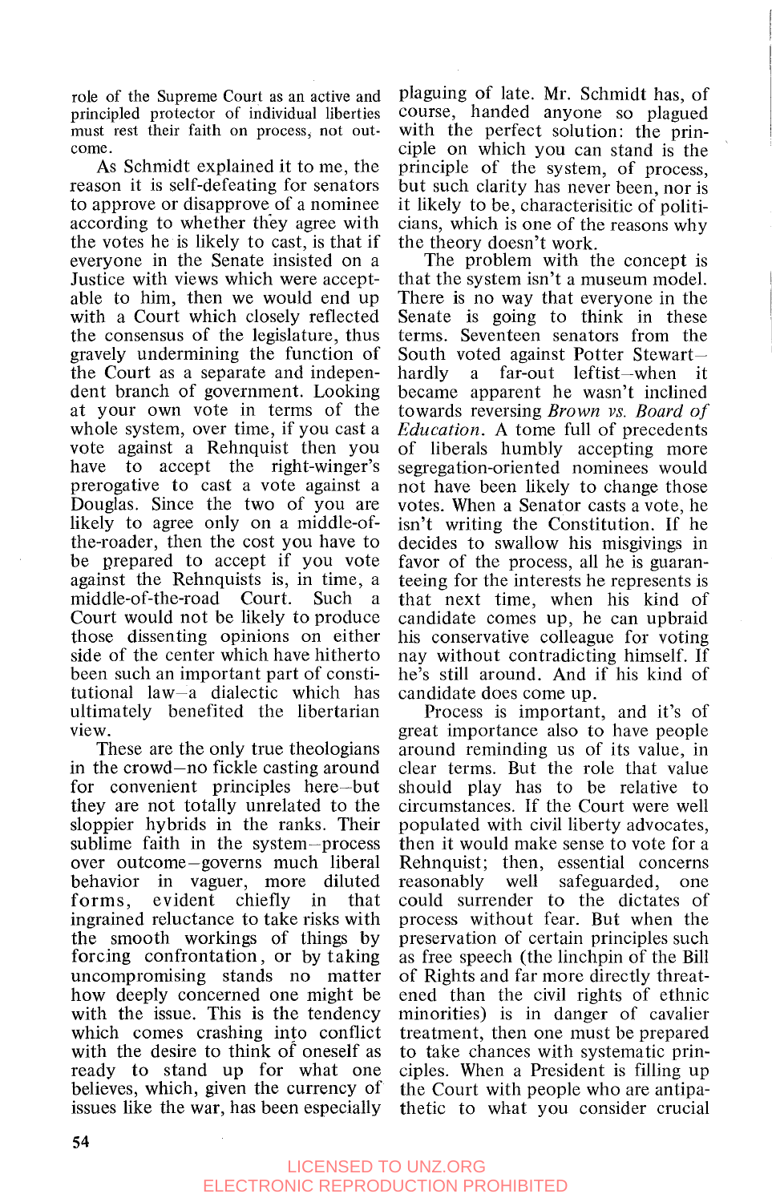role of the Supreme Court as an active and principled protector of individual liberties must rest their faith on process, not outcome.

As Schmidt explained it to me, the reason it is self-defeating for senators to approve or disapprove of a nominee according to whether they agree with the votes he is likely to cast, is that if everyone in the Senate insisted on a Justice with views which were acceptable to him, then we would end up with a Court which closely reflected the consensus of the legislature, thus gravely undermining the function of the Court as a separate and independent branch of government. Looking at your own vote in terms of the whole system, over time, if you cast a vote against a Rehnquist then you have to accept the right-winger's prerogative to cast a vote against a Douglas. Since the two of you are likely to agree only on a middle-of-the-roader, then the cost you have to be prepared to accept if you vote against the Rehnquists is, in time, a middle-of-the-road Court. Such a Court would not be likely to produce those dissenting opinions on either side of the center which have hitherto been such an important part of constitutional law—a dialectic which has ultimately benefited the libertarian view.

These are the only true theologians in the crowd—no fickle casting around for convenient principles here—but they are not totally unrelated to the sloppier hybrids in the ranks. Their sublime faith in the system—process over outcome—governs much liberal behavior in vaguer, more diluted forms, evident chiefly in that ingrained reluctance to take risks with the smooth workings of things by forcing confrontation, or by taking uncompromising stands no matter how deeply concerned one might be with the issue. This is the tendency which comes crashing into conflict with the desire to think of oneself as ready to stand up for what one believes, which, given the currency of issues like the war, has been especially plaguing of late. Mr. Schmidt has, of course, handed anyone so plagued with the perfect solution: the principle on which you can stand is the principle of the system, of process, but such clarity has never been, nor is it likely to be, characterisitic of politicians, which is one of the reasons why the theory doesn't work.

The problem with the concept is that the system isn't a museum model. There is no way that everyone in the Senate is going to think in these terms. Seventeen senators from the South voted against Potter Stewart—hardly a far-out leftist—when it became apparent he wasn't inclined towards reversing *Brown vs. Board of Education*. A tome full of precedents of liberals humbly accepting more segregation-oriented nominees would not have been likely to change those votes. When a Senator casts a vote, he isn't writing the Constitution. If he decides to swallow his misgivings in favor of the process, all he is guaranteeing for the interests he represents is that next time, when his kind of candidate comes up, he can upbraid his conservative colleague for voting nay without contradicting himself. If he's still around. And if his kind of candidate does come up.

Process is important, and it's of great importance also to have people around reminding us of its value, in clear terms. But the role that value should play has to be relative to circumstances. If the Court were well populated with civil liberty advocates, then it would make sense to vote for a Rehnquist; then, essential concerns reasonably well safeguarded, one could surrender to the dictates of process without fear. But when the preservation of certain principles such as free speech (the linchpin of the Bill of Rights and far more directly threatened than the civil rights of ethnic minorities) is in danger of cavalier treatment, then one must be prepared to take chances with systematic principles. When a President is filling up the Court with people who are antipathetic to what you consider crucial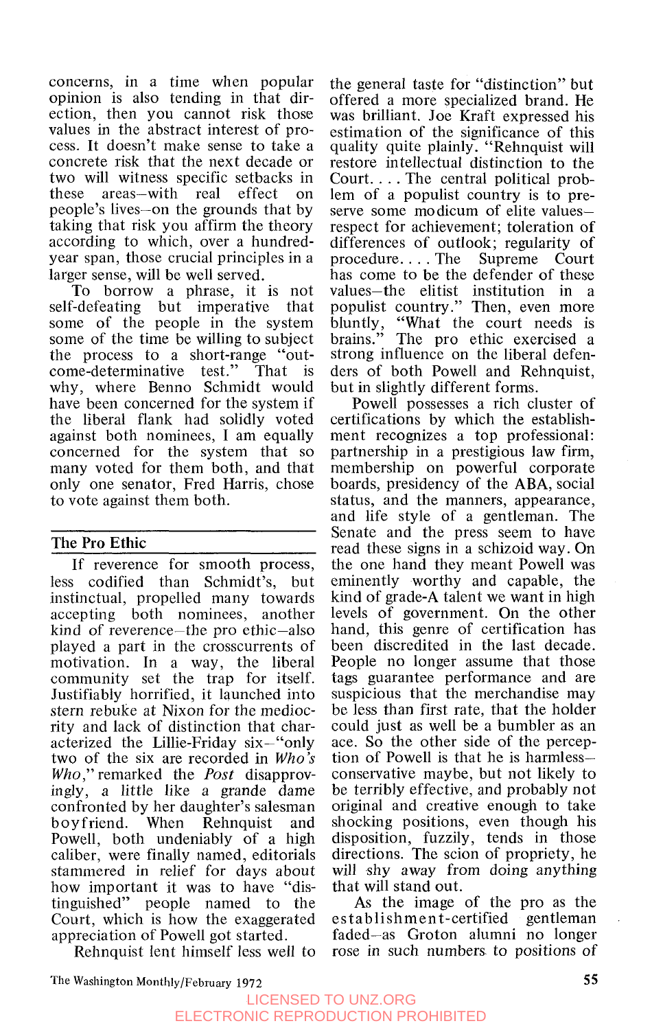concerns, in a time when popular opinion is also tending in that direction, then you cannot risk those values in the abstract interest of process. It doesn't make sense to take a concrete risk that the next decade or two will witness specific setbacks in these areas—with real effect on people's lives—on the grounds that by taking that risk you affirm the theory according to which, over a hundred-year span, those crucial principles in a larger sense, will be well served.

To borrow a phrase, it is not self-defeating but imperative that some of the people in the system some of the time be willing to subject the process to a short-range "outcome-determinative test." That is why, where Benno Schmidt would have been concerned for the system if the liberal flank had solidly voted against both nominees, I am equally concerned for the system that so many voted for them both, and that only one senator, Fred Harris, chose to vote against them both.

## The Pro Ethic

If reverence for smooth process, less codified than Schmidt's, but instinctual, propelled many towards accepting both nominees, another kind of reverence—the pro ethic—also played a part in the crosscurrents of motivation. In a way, the liberal community set the trap for itself. Justifiably horrified, it launched into stern rebuke at Nixon for the mediocrity and lack of distinction that characterized the Lillie-Friday six—"only two of the six are recorded in *Who's Who*," remarked the *Post* disapprovingly, a little like a grande dame confronted by her daughter's salesman boyfriend. When Rehnquist and Powell, both undeniably of a high caliber, were finally named, editorials stammered in relief for days about how important it was to have "distinguished" people named to the Court, which is how the exaggerated appreciation of Powell got started.

Rehnquist lent himself less well to the general taste for "distinction" but offered a more specialized brand. He was brilliant. Joe Kraft expressed his estimation of the significance of this quality quite plainly. "Rehnquist will restore intellectual distinction to the Court. . . . The central political problem of a populist country is to preserve some modicum of elite values—respect for achievement; toleration of differences of outlook; regularity of procedure. . . . The Supreme Court has come to be the defender of these values—the elitist institution in a populist country." Then, even more bluntly, "What the court needs is brains." The pro ethic exercised a strong influence on the liberal defenders of both Powell and Rehnquist, but in slightly different forms.

Powell possesses a rich cluster of certifications by which the establishment recognizes a top professional: partnership in a prestigious law firm, membership on powerful corporate boards, presidency of the ABA, social status, and the manners, appearance, and life style of a gentleman. The Senate and the press seem to have read these signs in a schizoid way. On the one hand they meant Powell was eminently worthy and capable, the kind of grade-A talent we want in high levels of government. On the other hand, this genre of certification has been discredited in the last decade. People no longer assume that those tags guarantee performance and are suspicious that the merchandise may be less than first rate, that the holder could just as well be a bumbler as an ace. So the other side of the perception of Powell is that he is harmless—conservative maybe, but not likely to be terribly effective, and probably not original and creative enough to take shocking positions, even though his disposition, fuzzily, tends in those directions. The scion of propriety, he will shy away from doing anything that will stand out.

As the image of the pro as the establishment-certified gentleman faded—as Groton alumni no longer rose in such numbers to positions of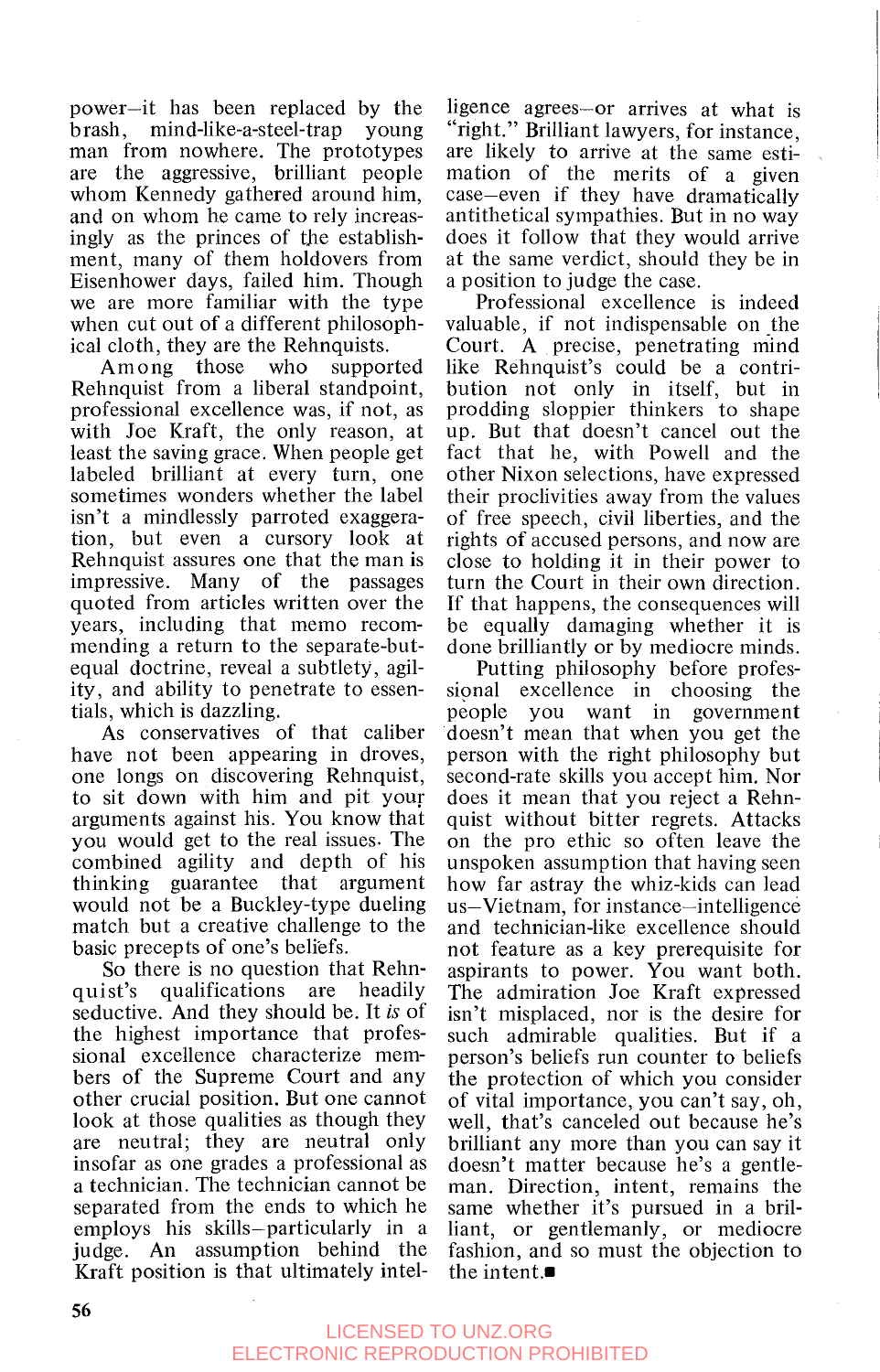power—it has been replaced by the brash, mind-like-a-steel-trap young man from nowhere. The prototypes are the aggressive, brilliant people whom Kennedy gathered around him, and on whom he came to rely increasingly as the princes of the establishment, many of them holdovers from Eisenhower days, failed him. Though we are more familiar with the type when cut out of a different philosophical cloth, they are the Rehnquists.

Among those who supported Rehnquist from a liberal standpoint, professional excellence was, if not, as with Joe Kraft, the only reason, at least the saving grace. When people get labeled brilliant at every turn, one sometimes wonders whether the label isn't a mindlessly parroted exaggeration, but even a cursory look at Rehnquist assures one that the man is impressive. Many of the passages quoted from articles written over the years, including that memo recommending a return to the separate-but-equal doctrine, reveal a subtlety, agility, and ability to penetrate to essentials, which is dazzling.

As conservatives of that caliber have not been appearing in droves, one longs on discovering Rehnquist, to sit down with him and pit your arguments against his. You know that you would get to the real issues. The combined agility and depth of his thinking guarantee that argument would not be a Buckley-type dueling match but a creative challenge to the basic precepts of one's beliefs.

So there is no question that Rehnquist's qualifications are headily seductive. And they should be. It *is* of the highest importance that professional excellence characterize members of the Supreme Court and any other crucial position. But one cannot look at those qualities as though they are neutral; they are neutral only insofar as one grades a professional as a technician. The technician cannot be separated from the ends to which he employs his skills—particularly in a judge. An assumption behind the Kraft position is that ultimately intelligence agrees—or arrives at what is "right." Brilliant lawyers, for instance, are likely to arrive at the same estimation of the merits of a given case—even if they have dramatically antithetical sympathies. But in no way does it follow that they would arrive at the same verdict, should they be in a position to judge the case.

Professional excellence is indeed valuable, if not indispensable on the Court. A precise, penetrating mind like Rehnquist's could be a contribution not only in itself, but in prodding sloppier thinkers to shape up. But that doesn't cancel out the fact that he, with Powell and the other Nixon selections, have expressed their proclivities away from the values of free speech, civil liberties, and the rights of accused persons, and now are close to holding it in their power to turn the Court in their own direction. If that happens, the consequences will be equally damaging whether it is done brilliantly or by mediocre minds.

Putting philosophy before professional excellence in choosing the people you want in government doesn't mean that when you get the person with the right philosophy but second-rate skills you accept him. Nor does it mean that you reject a Rehnquist without bitter regrets. Attacks on the pro ethic so often leave the unspoken assumption that having seen how far astray the whiz-kids can lead us—Vietnam, for instance—intelligence and technician-like excellence should not feature as a key prerequisite for aspirants to power. You want both. The admiration Joe Kraft expressed isn't misplaced, nor is the desire for such admirable qualities. But if a person's beliefs run counter to beliefs the protection of which you consider of vital importance, you can't say, oh, well, that's canceled out because he's brilliant any more than you can say it doesn't matter because he's a gentleman. Direction, intent, remains the same whether it's pursued in a brilliant, or gentlemanly, or mediocre fashion, and so must the objection to the intent.■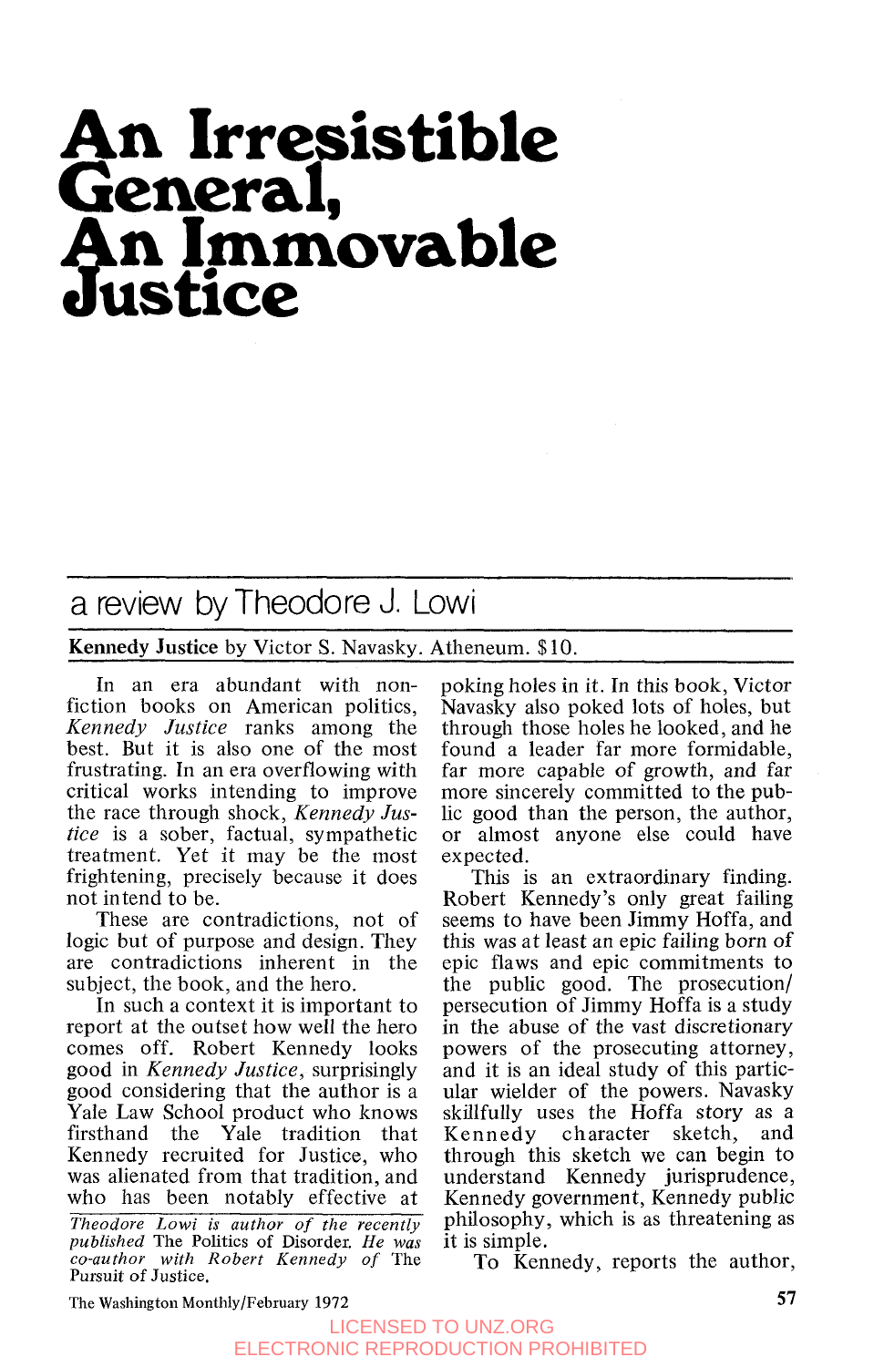# An Irresistible General, An Immovable Justice

## a review by Theodore J. Lowi

**Kennedy Justice** by Victor S. Navasky. Atheneum. $10.

In an era abundant with nonfiction books on American politics, *Kennedy Justice* ranks among the best. But it is also one of the most frustrating. In an era overflowing with critical works intending to improve the race through shock, *Kennedy Justice* is a sober, factual, sympathetic treatment. Yet it may be the most frightening, precisely because it does not intend to be.

These are contradictions, not of logic but of purpose and design. They are contradictions inherent in the subject, the book, and the hero.

In such a context it is important to report at the outset how well the hero comes off. Robert Kennedy looks good in *Kennedy Justice*, surprisingly good considering that the author is a Yale Law School product who knows firsthand the Yale tradition that Kennedy recruited for Justice, who was alienated from that tradition, and who has been notably effective at poking holes in it. In this book, Victor Navasky also poked lots of holes, but through those holes he looked, and he found a leader far more formidable, far more capable of growth, and far more sincerely committed to the public good than the person, the author, or almost anyone else could have expected.

This is an extraordinary finding. Robert Kennedy's only great failing seems to have been Jimmy Hoffa, and this was at least an epic failing born of epic flaws and epic commitments to the public good. The prosecution/persecution of Jimmy Hoffa is a study in the abuse of the vast discretionary powers of the prosecuting attorney, and it is an ideal study of this particular wielder of the powers. Navasky skillfully uses the Hoffa story as a Kennedy character sketch, and through this sketch we can begin to understand Kennedy jurisprudence, Kennedy government, Kennedy public philosophy, which is as threatening as it is simple.

To Kennedy, reports the author,

*Theodore Lowi is author of the recently published* The Politics of Disorder. *He was co-author with Robert Kennedy of* The Pursuit of Justice.